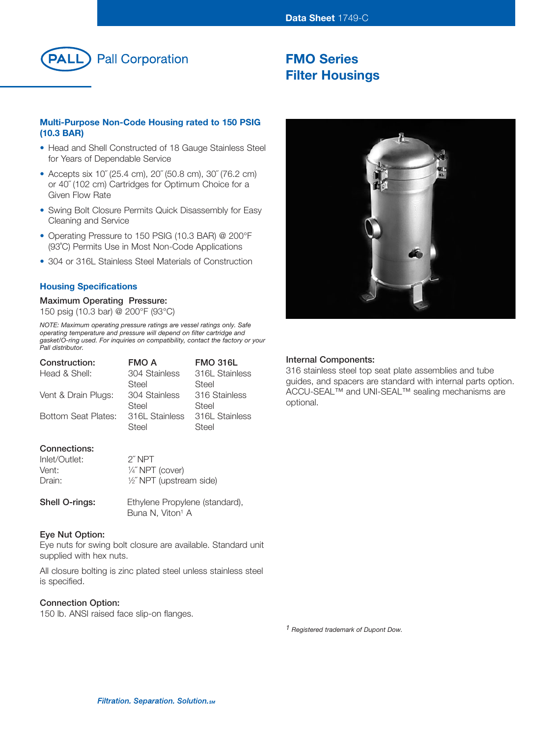Data Sheet 1749-C

Pall Corporation

# FMO Series Filter Housings

## Multi-Purpose Non-Code Housing rated to 150 PSIG (10.3 BAR)

- Head and Shell Constructed of 18 Gauge Stainless Steel for Years of Dependable Service
- Accepts six 10˝ (25.4 cm), 20˝ (50.8 cm), 30˝ (76.2 cm) or 40˝ (102 cm) Cartridges for Optimum Choice for a Given Flow Rate
- Swing Bolt Closure Permits Quick Disassembly for Easy Cleaning and Service
- Operating Pressure to 150 PSIG (10.3 BAR) @ 200°F (93˚C) Permits Use in Most Non-Code Applications
- 304 or 316L Stainless Steel Materials of Construction

## Housing Specifications

**Maximum Operating Pressure:**
150 psig (10.3 bar) @ 200°F (93°C)

*NOTE: Maximum operating pressure ratings are vessel ratings only. Safe operating temperature and pressure will depend on filter cartridge and gasket/O-ring used. For inquiries on compatibility, contact the factory or your Pall distributor.*

| Construction: | FMO A | FMO 316L |
|---|---|---|
| Head & Shell: | 304 Stainless Steel | 316L Stainless Steel |
| Vent & Drain Plugs: | 304 Stainless Steel | 316 Stainless Steel |
| Bottom Seat Plates: | 316L Stainless Steel | 316L Stainless Steel |

**Connections:**

| | |
|---|---|
| Inlet/Outlet: | 2˝ NPT |
| Vent: | ¼˝ NPT (cover) |
| Drain: | ½˝ NPT (upstream side) |

**Shell O-rings:** Ethylene Propylene (standard), Buna N, Viton[1] A

**Eye Nut Option:**
Eye nuts for swing bolt closure are available. Standard unit supplied with hex nuts.

All closure bolting is zinc plated steel unless stainless steel is specified.

**Connection Option:**
150 lb. ANSI raised face slip-on flanges.

**Internal Components:**
316 stainless steel top seat plate assemblies and tube guides, and spacers are standard with internal parts option. ACCU-SEAL™ and UNI-SEAL™ sealing mechanisms are optional.

*[1] Registered trademark of Dupont Dow.*

*Filtration. Separation. Solution.SM*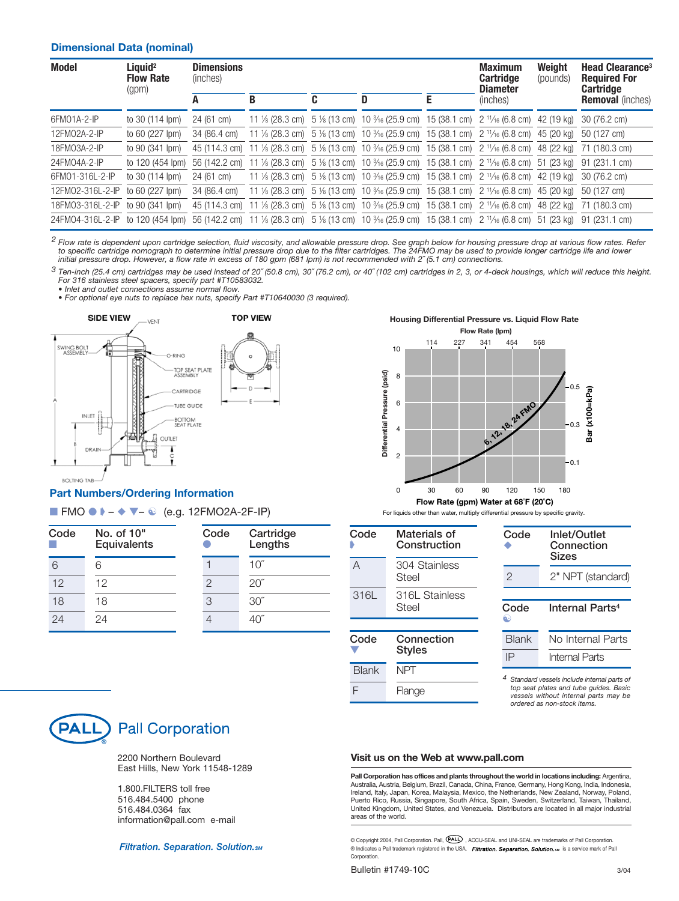## Dimensional Data (nominal)

| Model | Liquid[2] Flow Rate (gpm) | Dimensions (inches) | | | | | Maximum Cartridge Diameter (inches) | Weight (pounds) | Head Clearance[3] Required For Cartridge Removal (inches) |
|---|---|---|---|---|---|---|---|---|---|
| | | A | B | C | D | E | | | |
| 6FMO1A-2-IP | to 30 (114 lpm) | 24 (61 cm) | 11 ⅛ (28.3 cm) | 5 ⅛ (13 cm) | 10 3⁄16 (25.9 cm) | 15 (38.1 cm) | 2 11⁄16 (6.8 cm) | 42 (19 kg) | 30 (76.2 cm) |
| 12FMO2A-2-IP | to 60 (227 lpm) | 34 (86.4 cm) | 11 ⅛ (28.3 cm) | 5 ⅛ (13 cm) | 10 3⁄16 (25.9 cm) | 15 (38.1 cm) | 2 11⁄16 (6.8 cm) | 45 (20 kg) | 50 (127 cm) |
| 18FMO3A-2-IP | to 90 (341 lpm) | 45 (114.3 cm) | 11 ⅛ (28.3 cm) | 5 ⅛ (13 cm) | 10 3⁄16 (25.9 cm) | 15 (38.1 cm) | 2 11⁄16 (6.8 cm) | 48 (22 kg) | 71 (180.3 cm) |
| 24FMO4A-2-IP | to 120 (454 lpm) | 56 (142.2 cm) | 11 ⅛ (28.3 cm) | 5 ⅛ (13 cm) | 10 3⁄16 (25.9 cm) | 15 (38.1 cm) | 2 11⁄16 (6.8 cm) | 51 (23 kg) | 91 (231.1 cm) |
| 6FMO1-316L-2-IP | to 30 (114 lpm) | 24 (61 cm) | 11 ⅛ (28.3 cm) | 5 ⅛ (13 cm) | 10 3⁄16 (25.9 cm) | 15 (38.1 cm) | 2 11⁄16 (6.8 cm) | 42 (19 kg) | 30 (76.2 cm) |
| 12FMO2-316L-2-IP | to 60 (227 lpm) | 34 (86.4 cm) | 11 ⅛ (28.3 cm) | 5 ⅛ (13 cm) | 10 3⁄16 (25.9 cm) | 15 (38.1 cm) | 2 11⁄16 (6.8 cm) | 45 (20 kg) | 50 (127 cm) |
| 18FMO3-316L-2-IP | to 90 (341 lpm) | 45 (114.3 cm) | 11 ⅛ (28.3 cm) | 5 ⅛ (13 cm) | 10 3⁄16 (25.9 cm) | 15 (38.1 cm) | 2 11⁄16 (6.8 cm) | 48 (22 kg) | 71 (180.3 cm) |
| 24FMO4-316L-2-IP | to 120 (454 lpm) | 56 (142.2 cm) | 11 ⅛ (28.3 cm) | 5 ⅛ (13 cm) | 10 3⁄16 (25.9 cm) | 15 (38.1 cm) | 2 11⁄16 (6.8 cm) | 51 (23 kg) | 91 (231.1 cm) |

*[2] Flow rate is dependent upon cartridge selection, fluid viscosity, and allowable pressure drop. See graph below for housing pressure drop at various flow rates. Refer to specific cartridge nomograph to determine initial pressure drop due to the filter cartridges. The 24FMO may be used to provide longer cartridge life and lower initial pressure drop. However, a flow rate in excess of 180 gpm (681 lpm) is not recommended with 2˝ (5.1 cm) connections.*

*[3] Ten-inch (25.4 cm) cartridges may be used instead of 20˝ (50.8 cm), 30˝ (76.2 cm), or 40˝ (102 cm) cartridges in 2, 3, or 4-deck housings, which will reduce this height. For 316 stainless steel spacers, specify part #T10583032.*

- *Inlet and outlet connections assume normal flow.*
- *For optional eye nuts to replace hex nuts, specify Part #T10640030 (3 required).*

SIDE VIEW

VENT
SWING BOLT ASSEMBLY
O-RING
TOP SEAT PLATE ASSEMBLY
CARTRIDGE
TUBE GUIDE
INLET
BOTTOM SEAT PLATE
OUTLET
DRAIN
BOLTING TAB
A B C

TOP VIEW

D E

**Housing Differential Pressure vs. Liquid Flow Rate**

Flow Rate (lpm)
114 227 341 454 568
Differential Pressure (psid)
10 8 6 4 2 0
0 30 60 90 120 150 180
6, 12, 18, 24 FMO
Bar (x100=kPa)
0.5 0.3 0.1
**Flow Rate (gpm) Water at 68˚F (20˚C)**

For liquids other than water, multiply differential pressure by specific gravity.

## Part Numbers/Ordering Information

■ FMO ● ◗ – ◆ ▼– ☯ (e.g. 12FMO2A-2F-IP)

| Code ■ | No. of 10" Equivalents |
|---|---|
| 6 | 6 |
| 12 | 12 |
| 18 | 18 |
| 24 | 24 |

| Code ● | Cartridge Lengths |
|---|---|
| 1 | 10˝ |
| 2 | 20˝ |
| 3 | 30˝ |
| 4 | 40˝ |

| Code ◗ | Materials of Construction |
|---|---|
| A | 304 Stainless Steel |
| 316L | 316L Stainless Steel |

| Code ▼ | Connection Styles |
|---|---|
| Blank | NPT |
| F | Flange |

| Code ◆ | Inlet/Outlet Connection Sizes |
|---|---|
| 2 | 2" NPT (standard) |

| Code ☯ | Internal Parts[4] |
|---|---|
| Blank | No Internal Parts |
| IP | Internal Parts |

*[4] Standard vessels include internal parts of top seat plates and tube guides. Basic vessels without internal parts may be ordered as non-stock items.*

**PALL** Pall Corporation

2200 Northern Boulevard
East Hills, New York 11548-1289

1.800.FILTERS toll free
516.484.5400 phone
516.484.0364 fax
information@pall.com e-mail

*Filtration. Separation. Solution.SM*

**Visit us on the Web at www.pall.com**

**Pall Corporation has offices and plants throughout the world in locations including:** Argentina, Australia, Austria, Belgium, Brazil, Canada, China, France, Germany, Hong Kong, India, Indonesia, Ireland, Italy, Japan, Korea, Malaysia, Mexico, the Netherlands, New Zealand, Norway, Poland, Puerto Rico, Russia, Singapore, South Africa, Spain, Sweden, Switzerland, Taiwan, Thailand, United Kingdom, United States, and Venezuela. Distributors are located in all major industrial areas of the world.

© Copyright 2004, Pall Corporation. Pall, (PALL), ACCU-SEAL and UNI-SEAL are trademarks of Pall Corporation. ® Indicates a Pall trademark registered in the USA. *Filtration. Separation. Solution.SM* is a service mark of Pall Corporation.

Bulletin #1749-10C 3/04